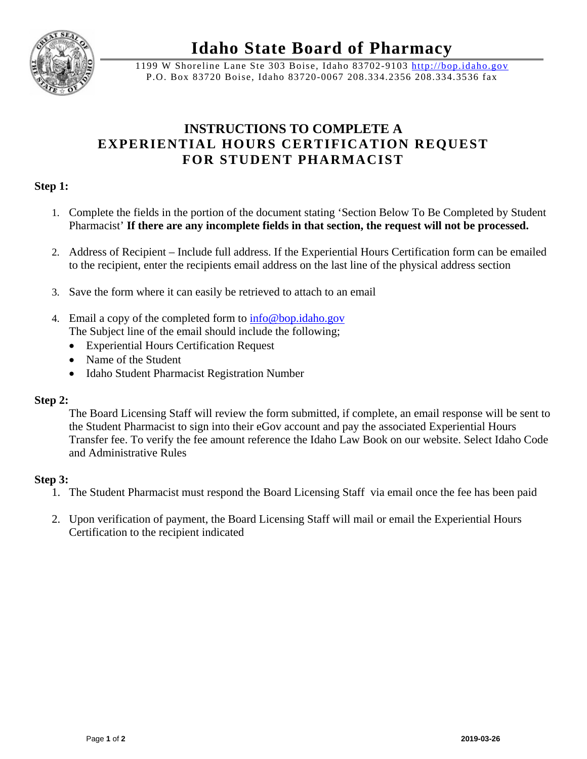# Idaho State Board of Pharmacy

1199 W Shoreline Lane Ste 303 Boise, Idaho 83702-9103 http://bop.idaho.gov
P.O. Box 83720 Boise, Idaho 83720-0067 208.334.2356 208.334.3536 fax

## INSTRUCTIONS TO COMPLETE A EXPERIENTIAL HOURS CERTIFICATION REQUEST FOR STUDENT PHARMACIST

**Step 1:**

1. Complete the fields in the portion of the document stating 'Section Below To Be Completed by Student Pharmacist' **If there are any incomplete fields in that section, the request will not be processed.**

2. Address of Recipient – Include full address. If the Experiential Hours Certification form can be emailed to the recipient, enter the recipients email address on the last line of the physical address section

3. Save the form where it can easily be retrieved to attach to an email

4. Email a copy of the completed form to info@bop.idaho.gov
   The Subject line of the email should include the following;
   - Experiential Hours Certification Request
   - Name of the Student
   - Idaho Student Pharmacist Registration Number

**Step 2:**

The Board Licensing Staff will review the form submitted, if complete, an email response will be sent to the Student Pharmacist to sign into their eGov account and pay the associated Experiential Hours Transfer fee. To verify the fee amount reference the Idaho Law Book on our website. Select Idaho Code and Administrative Rules

**Step 3:**

1. The Student Pharmacist must respond the Board Licensing Staff via email once the fee has been paid

2. Upon verification of payment, the Board Licensing Staff will mail or email the Experiential Hours Certification to the recipient indicated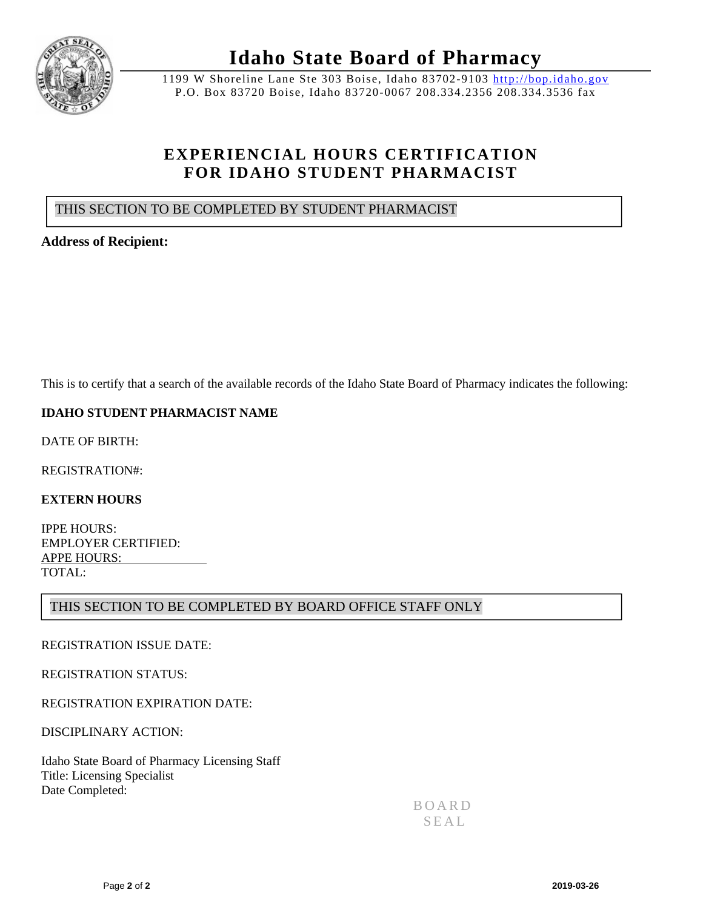# Idaho State Board of Pharmacy

1199 W Shoreline Lane Ste 303 Boise, Idaho 83702-9103 http://bop.idaho.gov
P.O. Box 83720 Boise, Idaho 83720-0067 208.334.2356 208.334.3536 fax

## EXPERIENCIAL HOURS CERTIFICATION FOR IDAHO STUDENT PHARMACIST

THIS SECTION TO BE COMPLETED BY STUDENT PHARMACIST

**Address of Recipient:**

This is to certify that a search of the available records of the Idaho State Board of Pharmacy indicates the following:

**IDAHO STUDENT PHARMACIST NAME**

DATE OF BIRTH:

REGISTRATION#:

**EXTERN HOURS**

IPPE HOURS:
EMPLOYER CERTIFIED:
APPE HOURS:
TOTAL:

THIS SECTION TO BE COMPLETED BY BOARD OFFICE STAFF ONLY

REGISTRATION ISSUE DATE:

REGISTRATION STATUS:

REGISTRATION EXPIRATION DATE:

DISCIPLINARY ACTION:

Idaho State Board of Pharmacy Licensing Staff
Title: Licensing Specialist
Date Completed:

BOARD
SEAL

2019-03-26